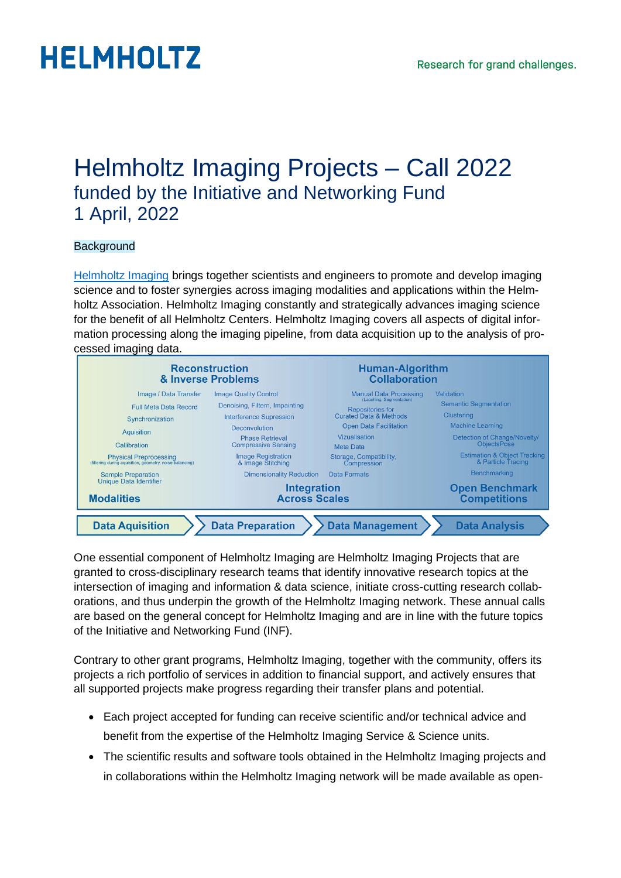# Helmholtz Imaging Projects – Call 2022

## funded by the Initiative and Networking Fund
## 1 April, 2022

### Background

Helmholtz Imaging brings together scientists and engineers to promote and develop imaging science and to foster synergies across imaging modalities and applications within the Helmholtz Association. Helmholtz Imaging constantly and strategically advances imaging science for the benefit of all Helmholtz Centers. Helmholtz Imaging covers all aspects of digital information processing along the imaging pipeline, from data acquisition up to the analysis of processed imaging data.

**Reconstruction & Inverse Problems** | **Human-Algorithm Collaboration**

Image / Data Transfer, Full Meta Data Record, Synchronization, Aquisition, Callibration, Physical Preprocessing (filtering during aquisition, geometry, noise balancing), Sample Preparation, Unique Data Identifier

Image Quality Control, Denoising, Filtern, Impainting, Interference Supression, Deconvolution, Phase Retrieval, Compressive Sensing, Image Registration & Image Stitching, Dimensionality Reduction

Manual Data Processing (Labelling, Segmentation), Repositories for Curated Data & Methods, Open Data Facilitation, Vizualisation, Meta Data, Storage, Compatibility, Compression, Data Formats

Validation, Semantic Segmentation, Clustering, Machine Learning, Detection of Change/Novelty/ObjectsPose, Estimation & Object Tracking & Particle Tracing, Benchmarking

**Modalities** | **Integration Across Scales** | **Open Benchmark Competitions**

**Data Aquisition** → **Data Preparation** → **Data Management** → **Data Analysis**

One essential component of Helmholtz Imaging are Helmholtz Imaging Projects that are granted to cross-disciplinary research teams that identify innovative research topics at the intersection of imaging and information & data science, initiate cross-cutting research collaborations, and thus underpin the growth of the Helmholtz Imaging network. These annual calls are based on the general concept for Helmholtz Imaging and are in line with the future topics of the Initiative and Networking Fund (INF).

Contrary to other grant programs, Helmholtz Imaging, together with the community, offers its projects a rich portfolio of services in addition to financial support, and actively ensures that all supported projects make progress regarding their transfer plans and potential.

- Each project accepted for funding can receive scientific and/or technical advice and benefit from the expertise of the Helmholtz Imaging Service & Science units.
- The scientific results and software tools obtained in the Helmholtz Imaging projects and in collaborations within the Helmholtz Imaging network will be made available as open-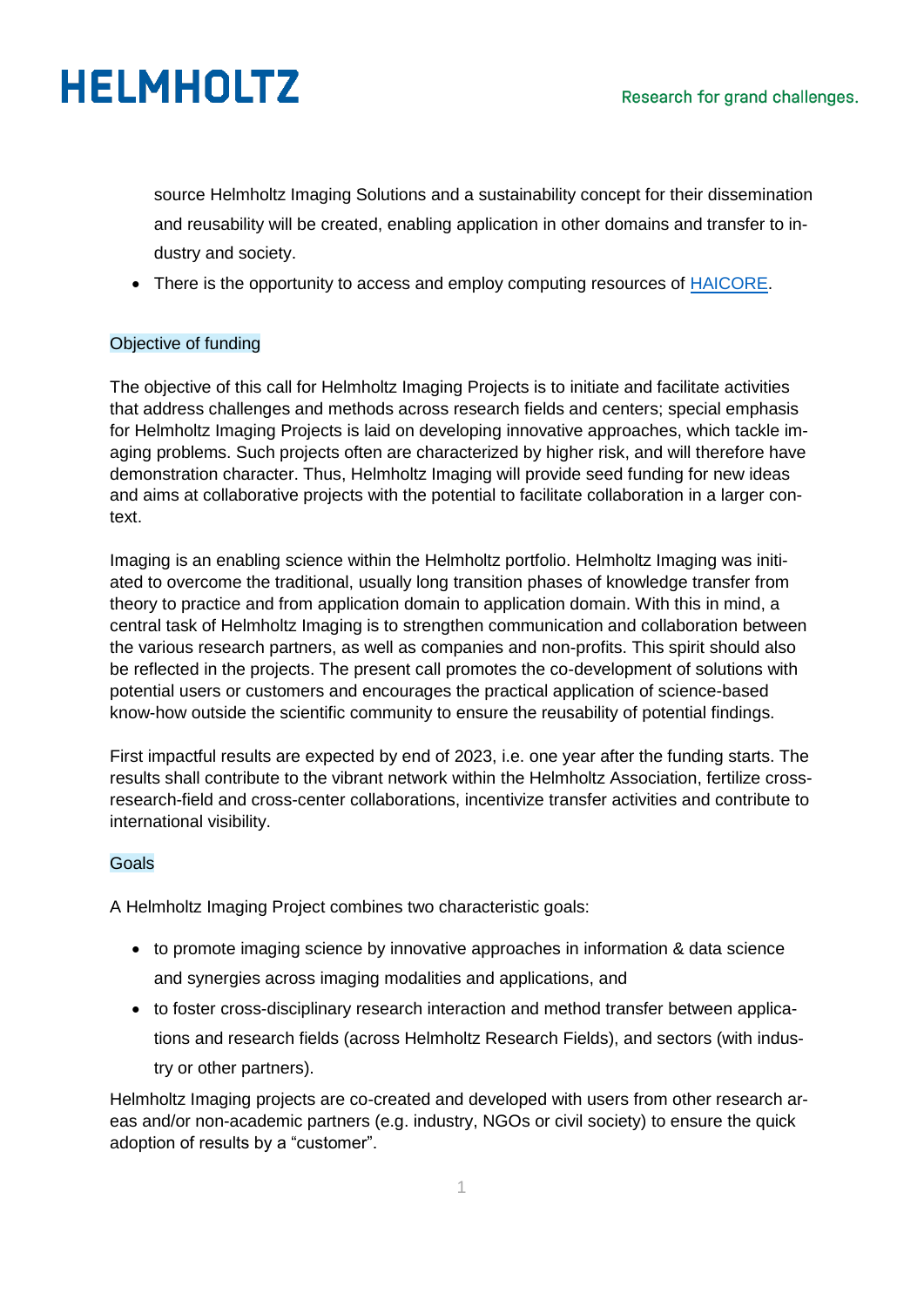source Helmholtz Imaging Solutions and a sustainability concept for their dissemination and reusability will be created, enabling application in other domains and transfer to industry and society.

- There is the opportunity to access and employ computing resources of [HAICORE](HAICORE).

## Objective of funding

The objective of this call for Helmholtz Imaging Projects is to initiate and facilitate activities that address challenges and methods across research fields and centers; special emphasis for Helmholtz Imaging Projects is laid on developing innovative approaches, which tackle imaging problems. Such projects often are characterized by higher risk, and will therefore have demonstration character. Thus, Helmholtz Imaging will provide seed funding for new ideas and aims at collaborative projects with the potential to facilitate collaboration in a larger context.

Imaging is an enabling science within the Helmholtz portfolio. Helmholtz Imaging was initiated to overcome the traditional, usually long transition phases of knowledge transfer from theory to practice and from application domain to application domain. With this in mind, a central task of Helmholtz Imaging is to strengthen communication and collaboration between the various research partners, as well as companies and non-profits. This spirit should also be reflected in the projects. The present call promotes the co-development of solutions with potential users or customers and encourages the practical application of science-based know-how outside the scientific community to ensure the reusability of potential findings.

First impactful results are expected by end of 2023, i.e. one year after the funding starts. The results shall contribute to the vibrant network within the Helmholtz Association, fertilize cross-research-field and cross-center collaborations, incentivize transfer activities and contribute to international visibility.

## Goals

A Helmholtz Imaging Project combines two characteristic goals:

- to promote imaging science by innovative approaches in information & data science and synergies across imaging modalities and applications, and
- to foster cross-disciplinary research interaction and method transfer between applications and research fields (across Helmholtz Research Fields), and sectors (with industry or other partners).

Helmholtz Imaging projects are co-created and developed with users from other research areas and/or non-academic partners (e.g. industry, NGOs or civil society) to ensure the quick adoption of results by a "customer".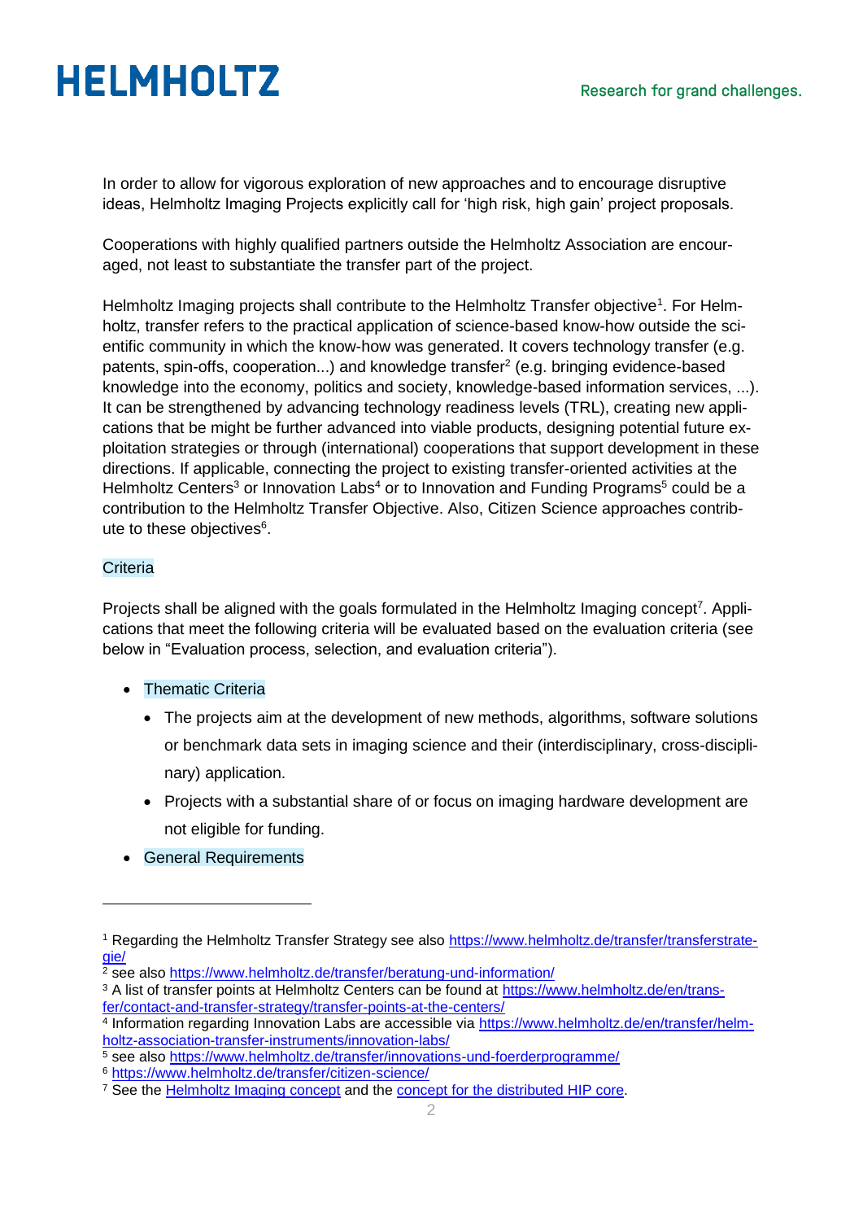In order to allow for vigorous exploration of new approaches and to encourage disruptive ideas, Helmholtz Imaging Projects explicitly call for 'high risk, high gain' project proposals.

Cooperations with highly qualified partners outside the Helmholtz Association are encouraged, not least to substantiate the transfer part of the project.

Helmholtz Imaging projects shall contribute to the Helmholtz Transfer objective[1]. For Helmholtz, transfer refers to the practical application of science-based know-how outside the scientific community in which the know-how was generated. It covers technology transfer (e.g. patents, spin-offs, cooperation...) and knowledge transfer[2] (e.g. bringing evidence-based knowledge into the economy, politics and society, knowledge-based information services, ...). It can be strengthened by advancing technology readiness levels (TRL), creating new applications that be might be further advanced into viable products, designing potential future exploitation strategies or through (international) cooperations that support development in these directions. If applicable, connecting the project to existing transfer-oriented activities at the Helmholtz Centers[3] or Innovation Labs[4] or to Innovation and Funding Programs[5] could be a contribution to the Helmholtz Transfer Objective. Also, Citizen Science approaches contribute to these objectives[6].

## Criteria

Projects shall be aligned with the goals formulated in the Helmholtz Imaging concept[7]. Applications that meet the following criteria will be evaluated based on the evaluation criteria (see below in "Evaluation process, selection, and evaluation criteria").

- Thematic Criteria
  - The projects aim at the development of new methods, algorithms, software solutions or benchmark data sets in imaging science and their (interdisciplinary, cross-disciplinary) application.
  - Projects with a substantial share of or focus on imaging hardware development are not eligible for funding.
- General Requirements

---

[1] Regarding the Helmholtz Transfer Strategy see also https://www.helmholtz.de/transfer/transferstrategie/

[2] see also https://www.helmholtz.de/transfer/beratung-und-information/

[3] A list of transfer points at Helmholtz Centers can be found at https://www.helmholtz.de/en/transfer/contact-and-transfer-strategy/transfer-points-at-the-centers/

[4] Information regarding Innovation Labs are accessible via https://www.helmholtz.de/en/transfer/helmholtz-association-transfer-instruments/innovation-labs/

[5] see also https://www.helmholtz.de/transfer/innovations-und-foerderprogramme/

[6] https://www.helmholtz.de/transfer/citizen-science/

[7] See the Helmholtz Imaging concept and the concept for the distributed HIP core.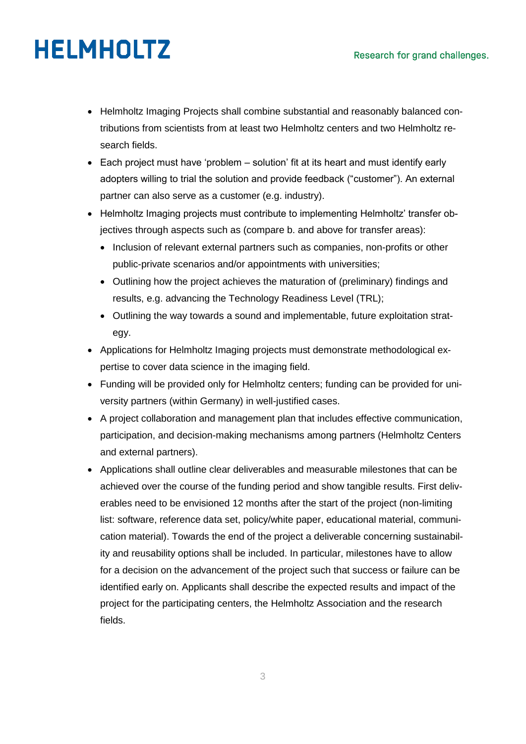- Helmholtz Imaging Projects shall combine substantial and reasonably balanced contributions from scientists from at least two Helmholtz centers and two Helmholtz research fields.
- Each project must have 'problem – solution' fit at its heart and must identify early adopters willing to trial the solution and provide feedback ("customer"). An external partner can also serve as a customer (e.g. industry).
- Helmholtz Imaging projects must contribute to implementing Helmholtz' transfer objectives through aspects such as (compare b. and above for transfer areas):
  - Inclusion of relevant external partners such as companies, non-profits or other public-private scenarios and/or appointments with universities;
  - Outlining how the project achieves the maturation of (preliminary) findings and results, e.g. advancing the Technology Readiness Level (TRL);
  - Outlining the way towards a sound and implementable, future exploitation strategy.
- Applications for Helmholtz Imaging projects must demonstrate methodological expertise to cover data science in the imaging field.
- Funding will be provided only for Helmholtz centers; funding can be provided for university partners (within Germany) in well-justified cases.
- A project collaboration and management plan that includes effective communication, participation, and decision-making mechanisms among partners (Helmholtz Centers and external partners).
- Applications shall outline clear deliverables and measurable milestones that can be achieved over the course of the funding period and show tangible results. First deliverables need to be envisioned 12 months after the start of the project (non-limiting list: software, reference data set, policy/white paper, educational material, communication material). Towards the end of the project a deliverable concerning sustainability and reusability options shall be included. In particular, milestones have to allow for a decision on the advancement of the project such that success or failure can be identified early on. Applicants shall describe the expected results and impact of the project for the participating centers, the Helmholtz Association and the research fields.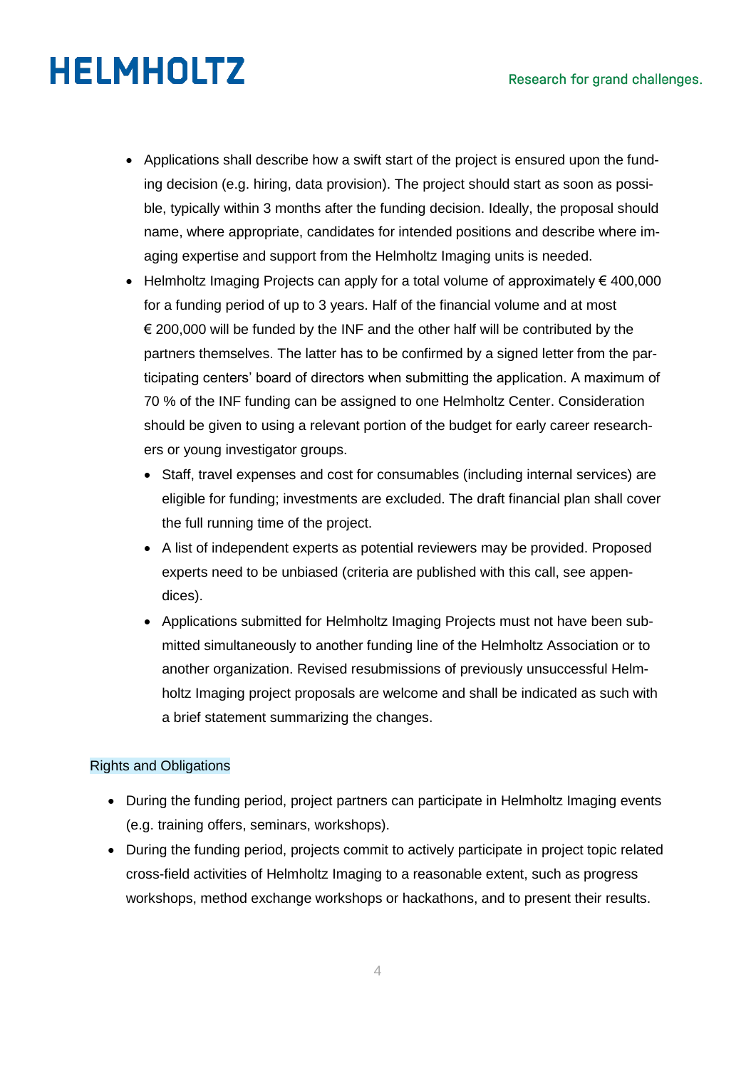- Applications shall describe how a swift start of the project is ensured upon the funding decision (e.g. hiring, data provision). The project should start as soon as possible, typically within 3 months after the funding decision. Ideally, the proposal should name, where appropriate, candidates for intended positions and describe where imaging expertise and support from the Helmholtz Imaging units is needed.
- Helmholtz Imaging Projects can apply for a total volume of approximately € 400,000 for a funding period of up to 3 years. Half of the financial volume and at most € 200,000 will be funded by the INF and the other half will be contributed by the partners themselves. The latter has to be confirmed by a signed letter from the participating centers' board of directors when submitting the application. A maximum of 70 % of the INF funding can be assigned to one Helmholtz Center. Consideration should be given to using a relevant portion of the budget for early career researchers or young investigator groups.
  - Staff, travel expenses and cost for consumables (including internal services) are eligible for funding; investments are excluded. The draft financial plan shall cover the full running time of the project.
  - A list of independent experts as potential reviewers may be provided. Proposed experts need to be unbiased (criteria are published with this call, see appendices).
  - Applications submitted for Helmholtz Imaging Projects must not have been submitted simultaneously to another funding line of the Helmholtz Association or to another organization. Revised resubmissions of previously unsuccessful Helmholtz Imaging project proposals are welcome and shall be indicated as such with a brief statement summarizing the changes.

## Rights and Obligations

- During the funding period, project partners can participate in Helmholtz Imaging events (e.g. training offers, seminars, workshops).
- During the funding period, projects commit to actively participate in project topic related cross-field activities of Helmholtz Imaging to a reasonable extent, such as progress workshops, method exchange workshops or hackathons, and to present their results.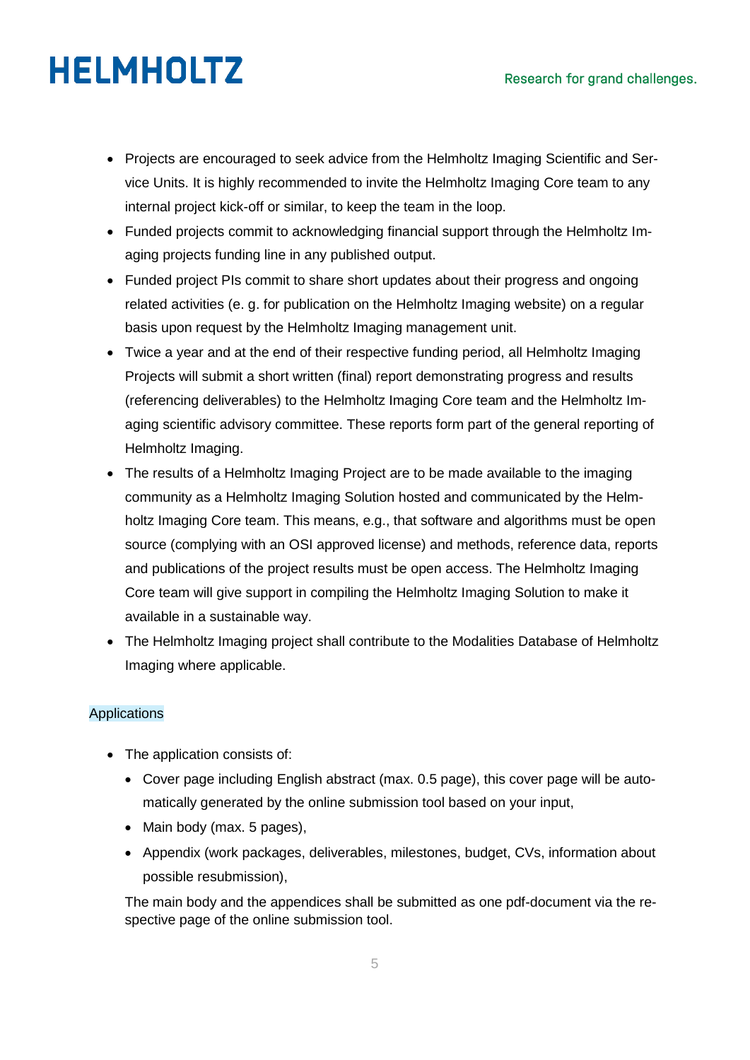- Projects are encouraged to seek advice from the Helmholtz Imaging Scientific and Service Units. It is highly recommended to invite the Helmholtz Imaging Core team to any internal project kick-off or similar, to keep the team in the loop.
- Funded projects commit to acknowledging financial support through the Helmholtz Imaging projects funding line in any published output.
- Funded project PIs commit to share short updates about their progress and ongoing related activities (e. g. for publication on the Helmholtz Imaging website) on a regular basis upon request by the Helmholtz Imaging management unit.
- Twice a year and at the end of their respective funding period, all Helmholtz Imaging Projects will submit a short written (final) report demonstrating progress and results (referencing deliverables) to the Helmholtz Imaging Core team and the Helmholtz Imaging scientific advisory committee. These reports form part of the general reporting of Helmholtz Imaging.
- The results of a Helmholtz Imaging Project are to be made available to the imaging community as a Helmholtz Imaging Solution hosted and communicated by the Helmholtz Imaging Core team. This means, e.g., that software and algorithms must be open source (complying with an OSI approved license) and methods, reference data, reports and publications of the project results must be open access. The Helmholtz Imaging Core team will give support in compiling the Helmholtz Imaging Solution to make it available in a sustainable way.
- The Helmholtz Imaging project shall contribute to the Modalities Database of Helmholtz Imaging where applicable.

## Applications

- The application consists of:
  - Cover page including English abstract (max. 0.5 page), this cover page will be automatically generated by the online submission tool based on your input,
  - Main body (max. 5 pages),
  - Appendix (work packages, deliverables, milestones, budget, CVs, information about possible resubmission),

  The main body and the appendices shall be submitted as one pdf-document via the respective page of the online submission tool.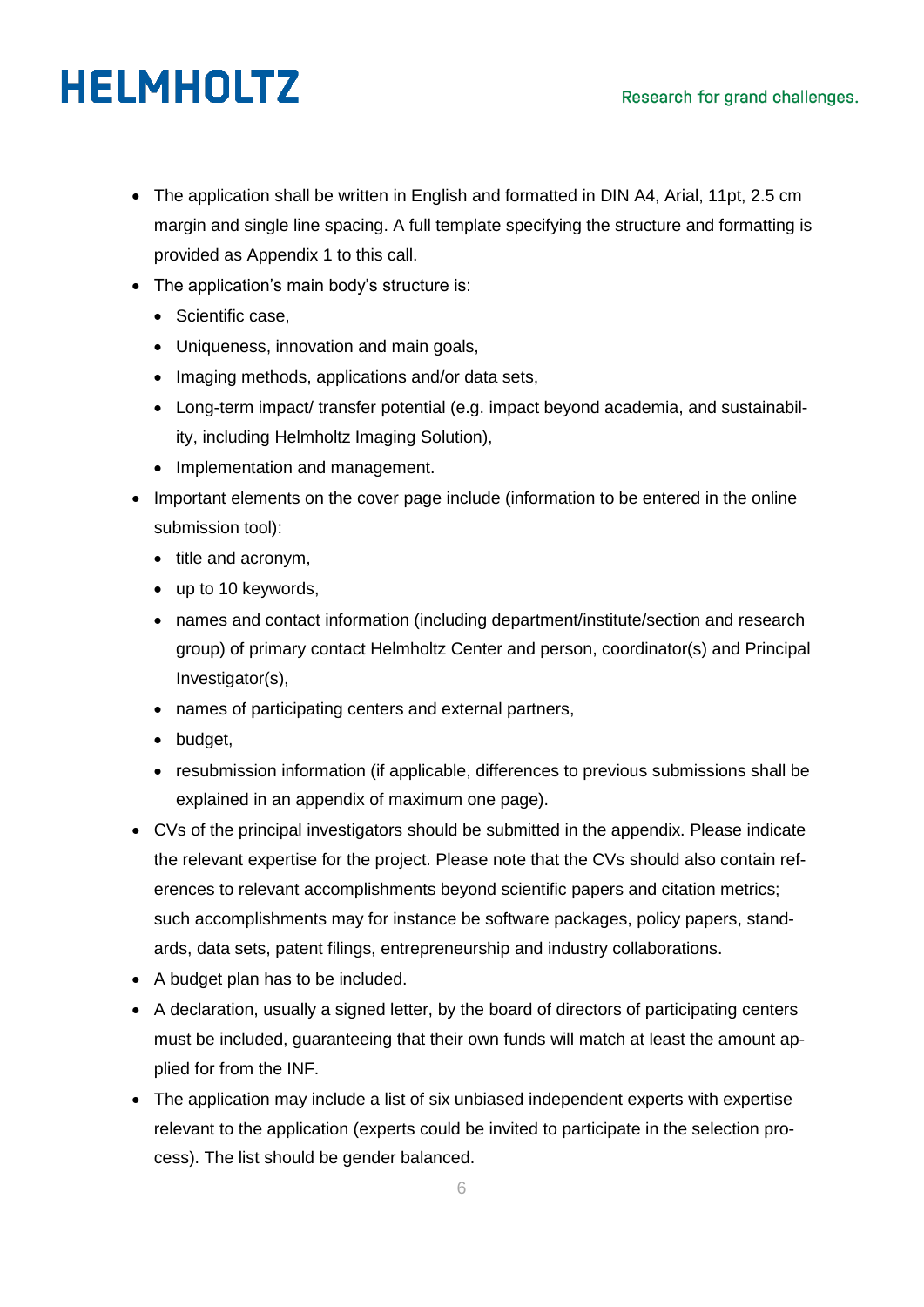- The application shall be written in English and formatted in DIN A4, Arial, 11pt, 2.5 cm margin and single line spacing. A full template specifying the structure and formatting is provided as Appendix 1 to this call.
- The application's main body's structure is:
  - Scientific case,
  - Uniqueness, innovation and main goals,
  - Imaging methods, applications and/or data sets,
  - Long-term impact/ transfer potential (e.g. impact beyond academia, and sustainability, including Helmholtz Imaging Solution),
  - Implementation and management.
- Important elements on the cover page include (information to be entered in the online submission tool):
  - title and acronym,
  - up to 10 keywords,
  - names and contact information (including department/institute/section and research group) of primary contact Helmholtz Center and person, coordinator(s) and Principal Investigator(s),
  - names of participating centers and external partners,
  - budget,
  - resubmission information (if applicable, differences to previous submissions shall be explained in an appendix of maximum one page).
- CVs of the principal investigators should be submitted in the appendix. Please indicate the relevant expertise for the project. Please note that the CVs should also contain references to relevant accomplishments beyond scientific papers and citation metrics; such accomplishments may for instance be software packages, policy papers, standards, data sets, patent filings, entrepreneurship and industry collaborations.
- A budget plan has to be included.
- A declaration, usually a signed letter, by the board of directors of participating centers must be included, guaranteeing that their own funds will match at least the amount applied for from the INF.
- The application may include a list of six unbiased independent experts with expertise relevant to the application (experts could be invited to participate in the selection process). The list should be gender balanced.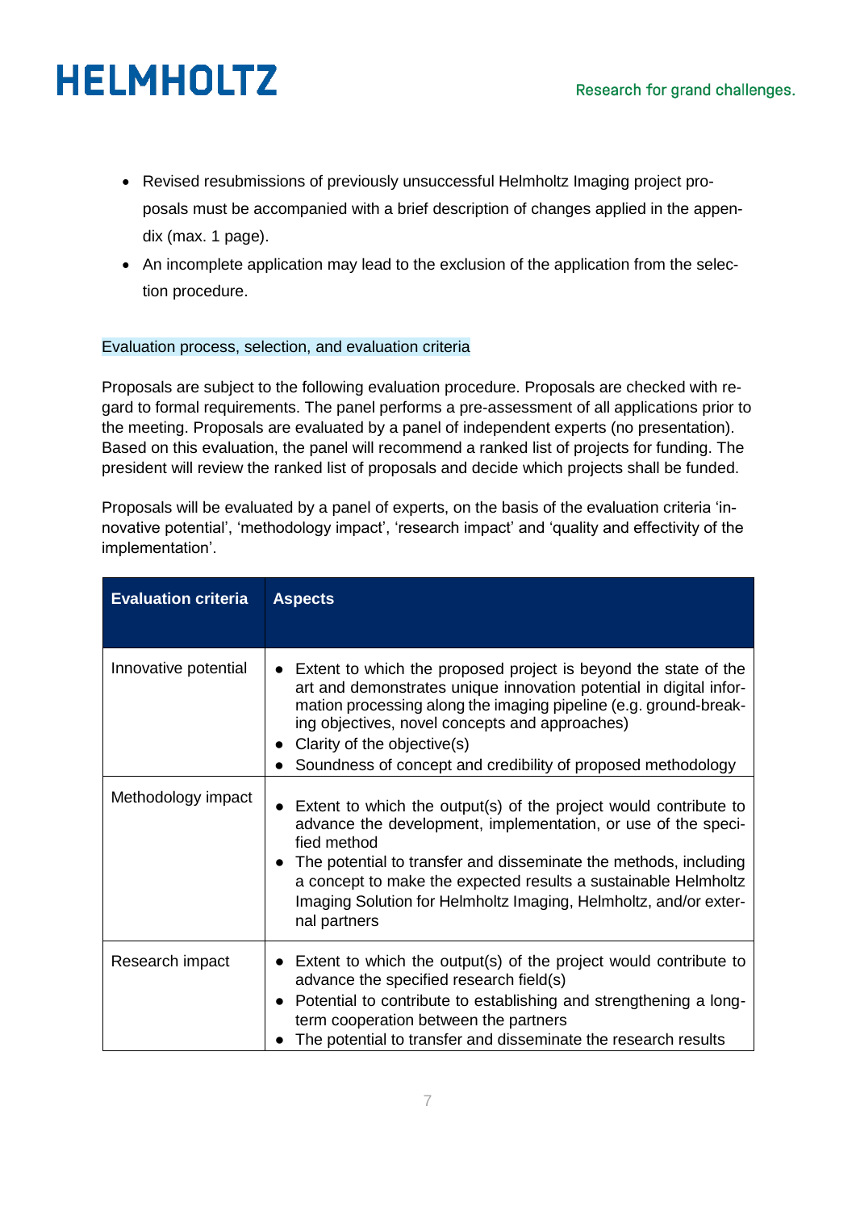- Revised resubmissions of previously unsuccessful Helmholtz Imaging project proposals must be accompanied with a brief description of changes applied in the appendix (max. 1 page).
- An incomplete application may lead to the exclusion of the application from the selection procedure.

## Evaluation process, selection, and evaluation criteria

Proposals are subject to the following evaluation procedure. Proposals are checked with regard to formal requirements. The panel performs a pre-assessment of all applications prior to the meeting. Proposals are evaluated by a panel of independent experts (no presentation). Based on this evaluation, the panel will recommend a ranked list of projects for funding. The president will review the ranked list of proposals and decide which projects shall be funded.

Proposals will be evaluated by a panel of experts, on the basis of the evaluation criteria 'innovative potential', 'methodology impact', 'research impact' and 'quality and effectivity of the implementation'.

| Evaluation criteria | Aspects |
| --- | --- |
| Innovative potential | • Extent to which the proposed project is beyond the state of the art and demonstrates unique innovation potential in digital information processing along the imaging pipeline (e.g. ground-breaking objectives, novel concepts and approaches)<br>• Clarity of the objective(s)<br>• Soundness of concept and credibility of proposed methodology |
| Methodology impact | • Extent to which the output(s) of the project would contribute to advance the development, implementation, or use of the specified method<br>• The potential to transfer and disseminate the methods, including a concept to make the expected results a sustainable Helmholtz Imaging Solution for Helmholtz Imaging, Helmholtz, and/or external partners |
| Research impact | • Extent to which the output(s) of the project would contribute to advance the specified research field(s)<br>• Potential to contribute to establishing and strengthening a long-term cooperation between the partners<br>• The potential to transfer and disseminate the research results |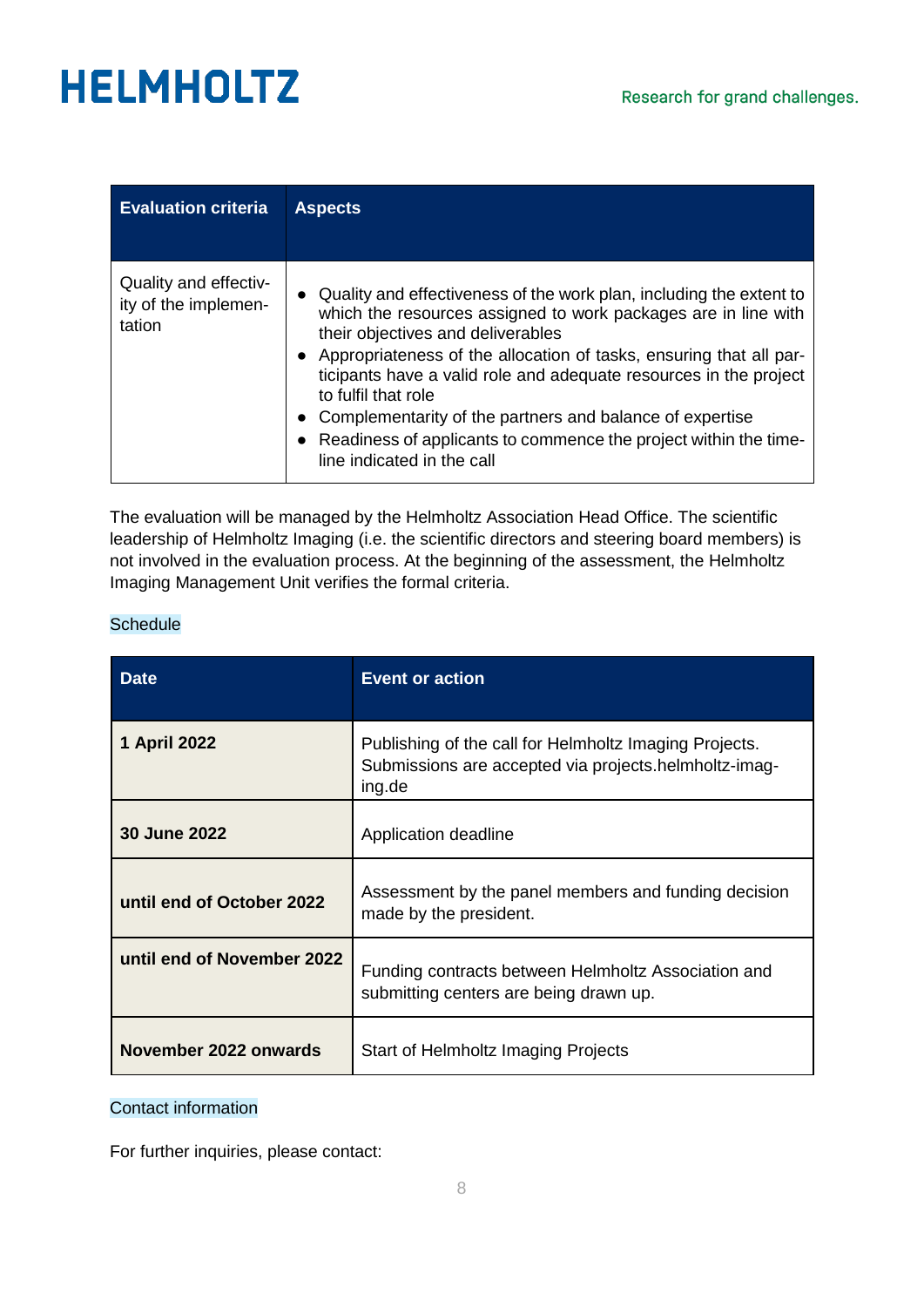| Evaluation criteria | Aspects |
|---|---|
| Quality and effectivity of the implementation | • Quality and effectiveness of the work plan, including the extent to which the resources assigned to work packages are in line with their objectives and deliverables<br>• Appropriateness of the allocation of tasks, ensuring that all participants have a valid role and adequate resources in the project to fulfil that role<br>• Complementarity of the partners and balance of expertise<br>• Readiness of applicants to commence the project within the timeline indicated in the call |

The evaluation will be managed by the Helmholtz Association Head Office. The scientific leadership of Helmholtz Imaging (i.e. the scientific directors and steering board members) is not involved in the evaluation process. At the beginning of the assessment, the Helmholtz Imaging Management Unit verifies the formal criteria.

## Schedule

| Date | Event or action |
|---|---|
| **1 April 2022** | Publishing of the call for Helmholtz Imaging Projects. Submissions are accepted via projects.helmholtz-imaging.de |
| **30 June 2022** | Application deadline |
| **until end of October 2022** | Assessment by the panel members and funding decision made by the president. |
| **until end of November 2022** | Funding contracts between Helmholtz Association and submitting centers are being drawn up. |
| **November 2022 onwards** | Start of Helmholtz Imaging Projects |

## Contact information

For further inquiries, please contact: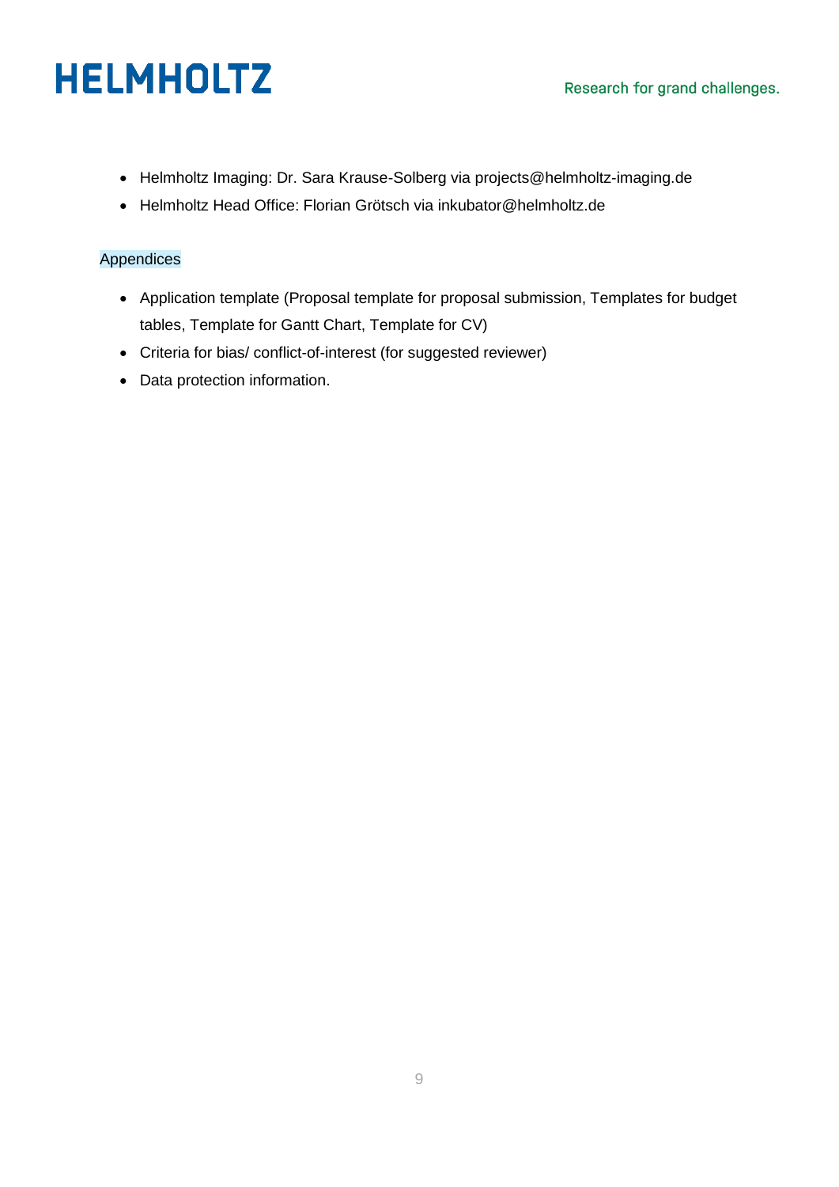- Helmholtz Imaging: Dr. Sara Krause-Solberg via projects@helmholtz-imaging.de
- Helmholtz Head Office: Florian Grötsch via inkubator@helmholtz.de

## Appendices

- Application template (Proposal template for proposal submission, Templates for budget tables, Template for Gantt Chart, Template for CV)
- Criteria for bias/ conflict-of-interest (for suggested reviewer)
- Data protection information.